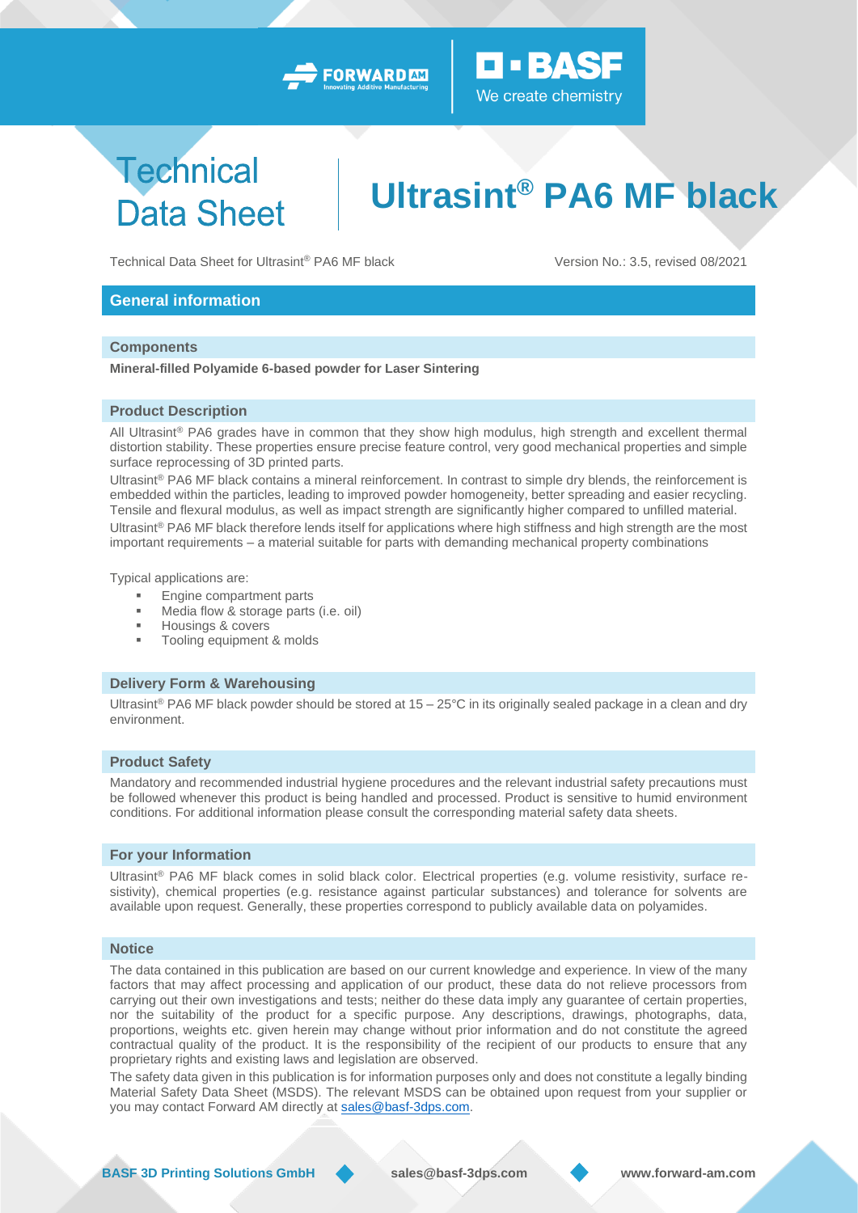# Technical Data Sheet

# Ultrasint® PA6 MF black

Technical Data Sheet for Ultrasint® PA6 MF black

Version No.: 3.5, revised 08/2021

## General information

### Components

**Mineral-filled Polyamide 6-based powder for Laser Sintering**

### Product Description

All Ultrasint® PA6 grades have in common that they show high modulus, high strength and excellent thermal distortion stability. These properties ensure precise feature control, very good mechanical properties and simple surface reprocessing of 3D printed parts.

Ultrasint® PA6 MF black contains a mineral reinforcement. In contrast to simple dry blends, the reinforcement is embedded within the particles, leading to improved powder homogeneity, better spreading and easier recycling. Tensile and flexural modulus, as well as impact strength are significantly higher compared to unfilled material.

Ultrasint® PA6 MF black therefore lends itself for applications where high stiffness and high strength are the most important requirements – a material suitable for parts with demanding mechanical property combinations

Typical applications are:

- Engine compartment parts
- Media flow & storage parts (i.e. oil)
- Housings & covers
- Tooling equipment & molds

### Delivery Form & Warehousing

Ultrasint® PA6 MF black powder should be stored at 15 – 25°C in its originally sealed package in a clean and dry environment.

### Product Safety

Mandatory and recommended industrial hygiene procedures and the relevant industrial safety precautions must be followed whenever this product is being handled and processed. Product is sensitive to humid environment conditions. For additional information please consult the corresponding material safety data sheets.

### For your Information

Ultrasint® PA6 MF black comes in solid black color. Electrical properties (e.g. volume resistivity, surface resistivity), chemical properties (e.g. resistance against particular substances) and tolerance for solvents are available upon request. Generally, these properties correspond to publicly available data on polyamides.

### Notice

The data contained in this publication are based on our current knowledge and experience. In view of the many factors that may affect processing and application of our product, these data do not relieve processors from carrying out their own investigations and tests; neither do these data imply any guarantee of certain properties, nor the suitability of the product for a specific purpose. Any descriptions, drawings, photographs, data, proportions, weights etc. given herein may change without prior information and do not constitute the agreed contractual quality of the product. It is the responsibility of the recipient of our products to ensure that any proprietary rights and existing laws and legislation are observed.

The safety data given in this publication is for information purposes only and does not constitute a legally binding Material Safety Data Sheet (MSDS). The relevant MSDS can be obtained upon request from your supplier or you may contact Forward AM directly at sales@basf-3dps.com.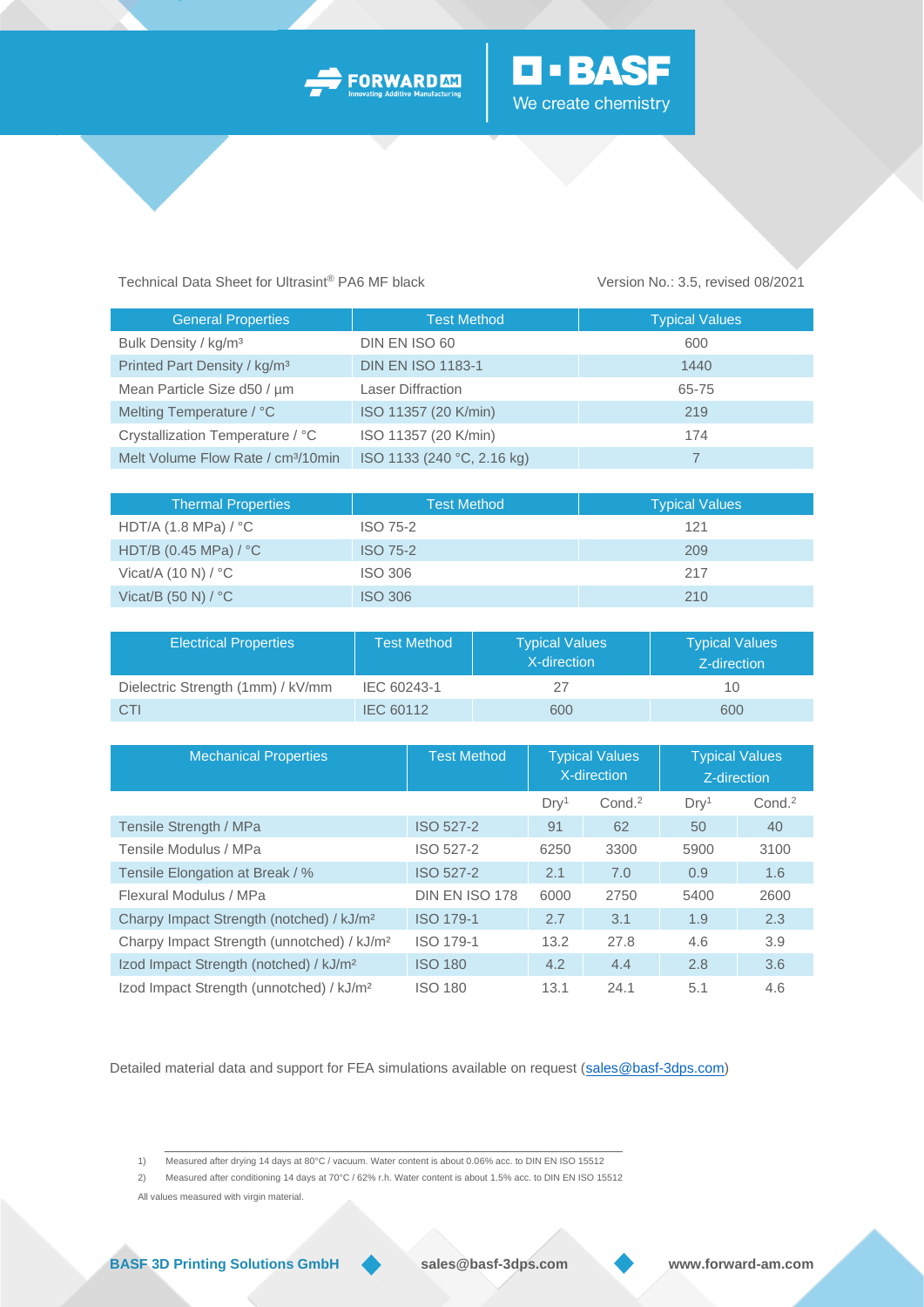Technical Data Sheet for Ultrasint® PA6 MF black

Version No.: 3.5, revised 08/2021

| General Properties | Test Method | Typical Values |
| --- | --- | --- |
| Bulk Density / kg/m³ | DIN EN ISO 60 | 600 |
| Printed Part Density / kg/m³ | DIN EN ISO 1183-1 | 1440 |
| Mean Particle Size d50 / µm | Laser Diffraction | 65-75 |
| Melting Temperature / °C | ISO 11357 (20 K/min) | 219 |
| Crystallization Temperature / °C | ISO 11357 (20 K/min) | 174 |
| Melt Volume Flow Rate / cm³/10min | ISO 1133 (240 °C, 2.16 kg) | 7 |

| Thermal Properties | Test Method | Typical Values |
| --- | --- | --- |
| HDT/A (1.8 MPa) / °C | ISO 75-2 | 121 |
| HDT/B (0.45 MPa) / °C | ISO 75-2 | 209 |
| Vicat/A (10 N) / °C | ISO 306 | 217 |
| Vicat/B (50 N) / °C | ISO 306 | 210 |

| Electrical Properties | Test Method | Typical Values X-direction | Typical Values Z-direction |
| --- | --- | --- | --- |
| Dielectric Strength (1mm) / kV/mm | IEC 60243-1 | 27 | 10 |
| CTI | IEC 60112 | 600 | 600 |

| Mechanical Properties | Test Method | Typical Values X-direction | | Typical Values Z-direction | |
| --- | --- | --- | --- | --- | --- |
| | | Dry[1] | Cond.[2] | Dry[1] | Cond.[2] |
| Tensile Strength / MPa | ISO 527-2 | 91 | 62 | 50 | 40 |
| Tensile Modulus / MPa | ISO 527-2 | 6250 | 3300 | 5900 | 3100 |
| Tensile Elongation at Break / % | ISO 527-2 | 2.1 | 7.0 | 0.9 | 1.6 |
| Flexural Modulus / MPa | DIN EN ISO 178 | 6000 | 2750 | 5400 | 2600 |
| Charpy Impact Strength (notched) / kJ/m² | ISO 179-1 | 2.7 | 3.1 | 1.9 | 2.3 |
| Charpy Impact Strength (unnotched) / kJ/m² | ISO 179-1 | 13.2 | 27.8 | 4.6 | 3.9 |
| Izod Impact Strength (notched) / kJ/m² | ISO 180 | 4.2 | 4.4 | 2.8 | 3.6 |
| Izod Impact Strength (unnotched) / kJ/m² | ISO 180 | 13.1 | 24.1 | 5.1 | 4.6 |

Detailed material data and support for FEA simulations available on request (sales@basf-3dps.com)

1) Measured after drying 14 days at 80°C / vacuum. Water content is about 0.06% acc. to DIN EN ISO 15512

2) Measured after conditioning 14 days at 70°C / 62% r.h. Water content is about 1.5% acc. to DIN EN ISO 15512

All values measured with virgin material.

**BASF 3D Printing Solutions GmbH** | **sales@basf-3dps.com** | **www.forward-am.com**